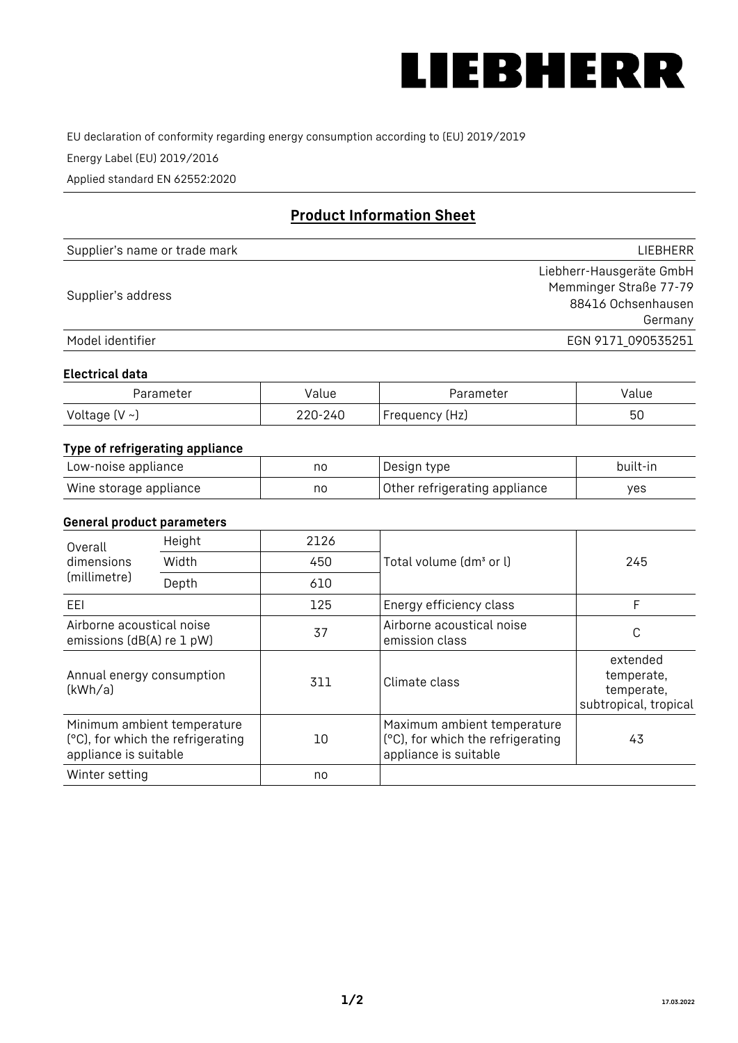LIEBHERR

EU declaration of conformity regarding energy consumption according to (EU) 2019/2019

Energy Label (EU) 2019/2016

Applied standard EN 62552:2020

## Product Information Sheet

| | |
|---|---|
| Supplier's name or trade mark | LIEBHERR |
| Supplier's address | Liebherr-Hausgeräte GmbH<br>Memminger Straße 77-79<br>88416 Ochsenhausen<br>Germany |
| Model identifier | EGN 9171_090535251 |

### Electrical data

| Parameter | Value | Parameter | Value |
|---|---|---|---|
| Voltage (V ~) | 220-240 | Frequency (Hz) | 50 |

### Type of refrigerating appliance

| | | | |
|---|---|---|---|
| Low-noise appliance | no | Design type | built-in |
| Wine storage appliance | no | Other refrigerating appliance | yes |

### General product parameters

| | | | | |
|---|---|---|---|---|
| Overall dimensions (millimetre) | Height | 2126 | Total volume (dm³ or l) | 245 |
| | Width | 450 | | |
| | Depth | 610 | | |
| EEI | | 125 | Energy efficiency class | F |
| Airborne acoustical noise emissions (dB(A) re 1 pW) | | 37 | Airborne acoustical noise emission class | C |
| Annual energy consumption (kWh/a) | | 311 | Climate class | extended temperate, temperate, subtropical, tropical |
| Minimum ambient temperature (°C), for which the refrigerating appliance is suitable | | 10 | Maximum ambient temperature (°C), for which the refrigerating appliance is suitable | 43 |
| Winter setting | | no | | |

17.03.2022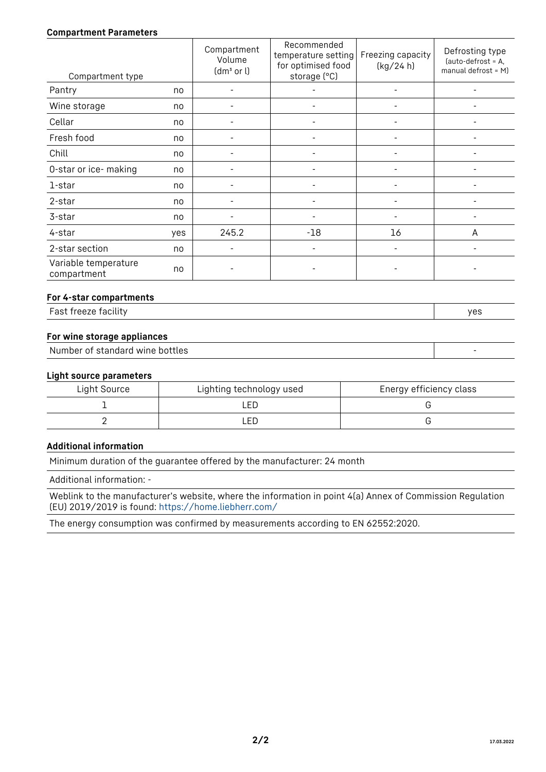**Compartment Parameters**

| Compartment type | | Compartment Volume (dm³ or l) | Recommended temperature setting for optimised food storage (°C) | Freezing capacity (kg/24 h) | Defrosting type (auto-defrost = A, manual defrost = M) |
|---|---|---|---|---|---|
| Pantry | no | - | - | - | - |
| Wine storage | no | - | - | - | - |
| Cellar | no | - | - | - | - |
| Fresh food | no | - | - | - | - |
| Chill | no | - | - | - | - |
| 0-star or ice- making | no | - | - | - | - |
| 1-star | no | - | - | - | - |
| 2-star | no | - | - | - | - |
| 3-star | no | - | - | - | - |
| 4-star | yes | 245.2 | -18 | 16 | A |
| 2-star section | no | - | - | - | - |
| Variable temperature compartment | no | - | - | - | - |

**For 4-star compartments**

| | |
|---|---|
| Fast freeze facility | yes |

**For wine storage appliances**

| | |
|---|---|
| Number of standard wine bottles | - |

**Light source parameters**

| Light Source | Lighting technology used | Energy efficiency class |
|---|---|---|
| 1 | LED | G |
| 2 | LED | G |

**Additional information**

Minimum duration of the guarantee offered by the manufacturer: 24 month

Additional information: -

Weblink to the manufacturer's website, where the information in point 4(a) Annex of Commission Regulation (EU) 2019/2019 is found: https://home.liebherr.com/

The energy consumption was confirmed by measurements according to EN 62552:2020.

17.03.2022